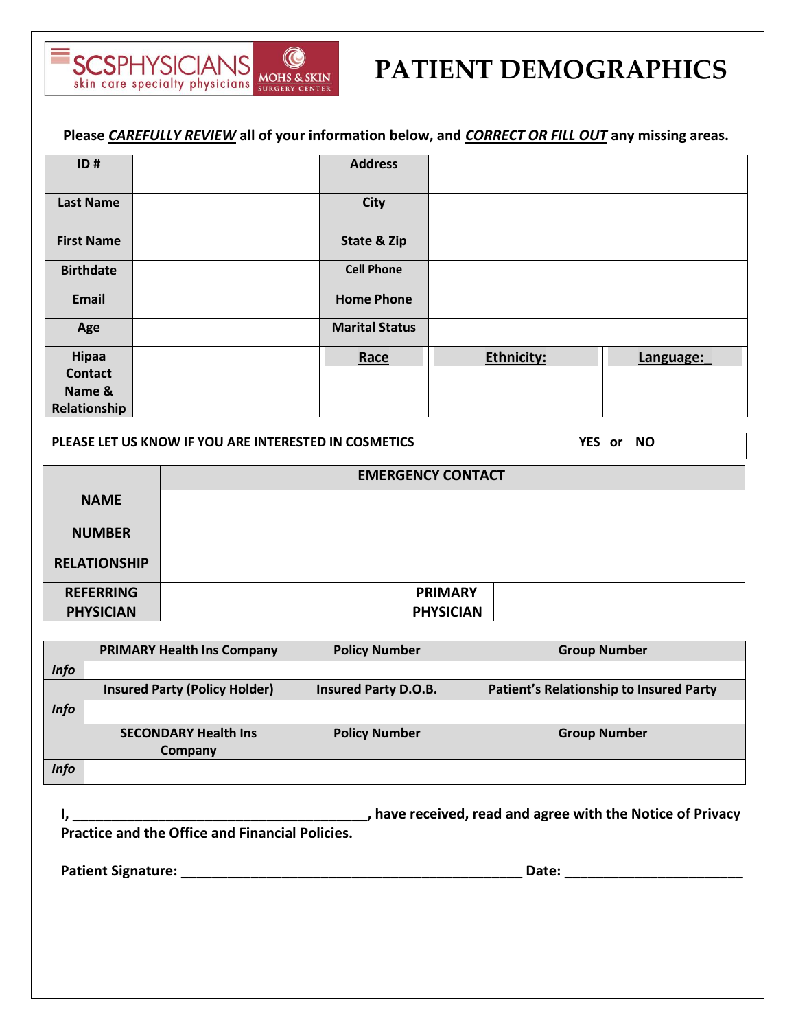SCSPHYSICIANS skin care specialty physicians | MOHS & SKIN SURGERY CENTER

# PATIENT DEMOGRAPHICS

**Please *CAREFULLY REVIEW* all of your information below, and *CORRECT OR FILL OUT* any missing areas.**

| ID # | | Address | | |
|---|---|---|---|---|
| Last Name | | City | | |
| First Name | | State & Zip | | |
| Birthdate | | Cell Phone | | |
| Email | | Home Phone | | |
| Age | | Marital Status | | |
| Hipaa Contact Name & Relationship | | Race | Ethnicity: | Language:_ |

| PLEASE LET US KNOW IF YOU ARE INTERESTED IN COSMETICS | YES or NO |
|---|---|

| | EMERGENCY CONTACT | | |
|---|---|---|---|
| NAME | | | |
| NUMBER | | | |
| RELATIONSHIP | | | |
| REFERRING PHYSICIAN | | PRIMARY PHYSICIAN | |

| | PRIMARY Health Ins Company | Policy Number | Group Number |
|---|---|---|---|
| *Info* | | | |
| | Insured Party (Policy Holder) | Insured Party D.O.B. | Patient's Relationship to Insured Party |
| *Info* | | | |
| | SECONDARY Health Ins Company | Policy Number | Group Number |
| *Info* | | | |

**I, ________________________________________, have received, read and agree with the Notice of Privacy Practice and the Office and Financial Policies.**

**Patient Signature: ______________________________________________ Date: ________________________**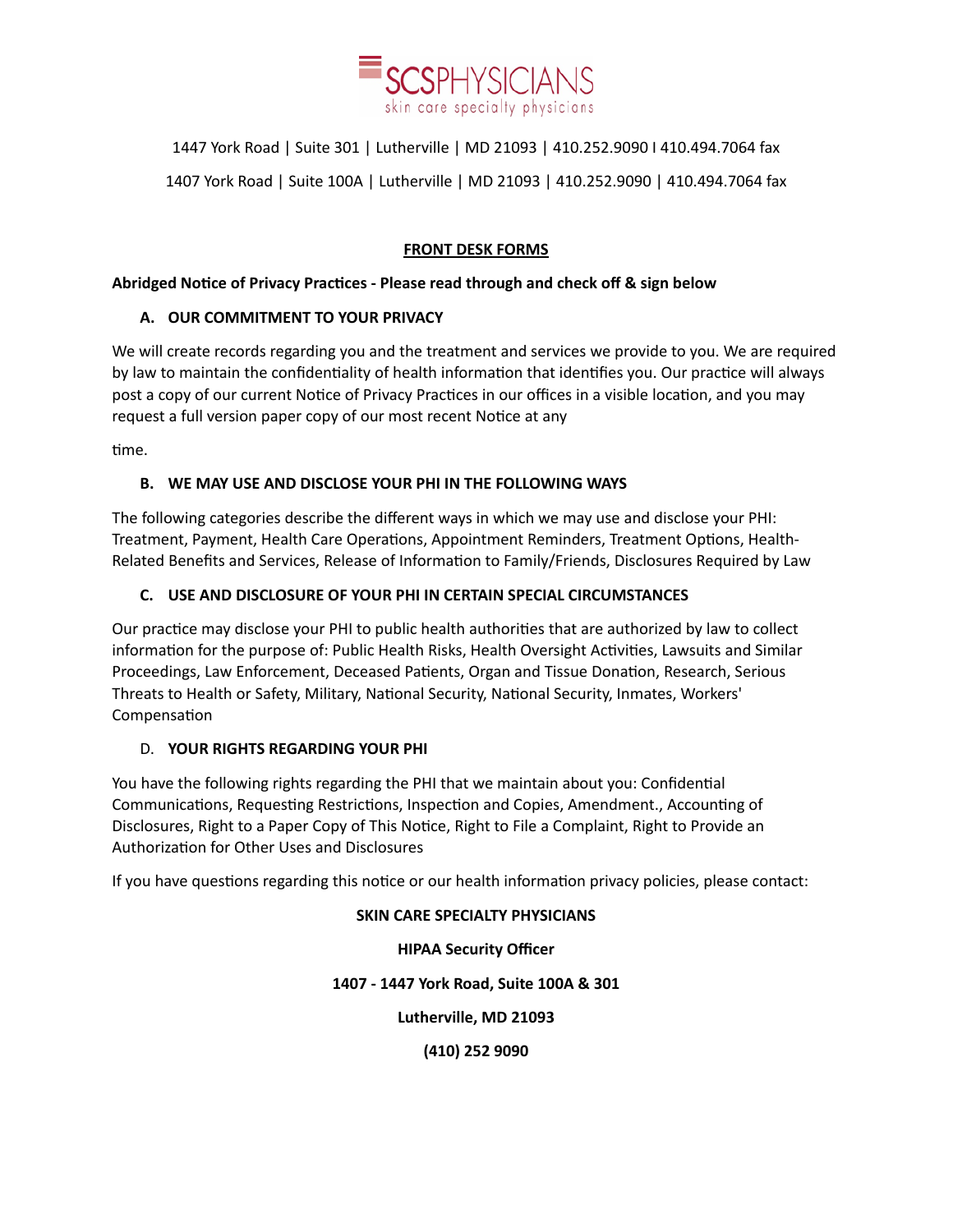# SCSPHYSICIANS
skin care specialty physicians

1447 York Road | Suite 301 | Lutherville | MD 21093 | 410.252.9090 I 410.494.7064 fax

1407 York Road | Suite 100A | Lutherville | MD 21093 | 410.252.9090 | 410.494.7064 fax

## FRONT DESK FORMS

**Abridged Notice of Privacy Practices - Please read through and check off & sign below**

### A. OUR COMMITMENT TO YOUR PRIVACY

We will create records regarding you and the treatment and services we provide to you. We are required by law to maintain the confidentiality of health information that identifies you. Our practice will always post a copy of our current Notice of Privacy Practices in our offices in a visible location, and you may request a full version paper copy of our most recent Notice at any

time.

### B. WE MAY USE AND DISCLOSE YOUR PHI IN THE FOLLOWING WAYS

The following categories describe the different ways in which we may use and disclose your PHI: Treatment, Payment, Health Care Operations, Appointment Reminders, Treatment Options, Health-Related Benefits and Services, Release of Information to Family/Friends, Disclosures Required by Law

### C. USE AND DISCLOSURE OF YOUR PHI IN CERTAIN SPECIAL CIRCUMSTANCES

Our practice may disclose your PHI to public health authorities that are authorized by law to collect information for the purpose of: Public Health Risks, Health Oversight Activities, Lawsuits and Similar Proceedings, Law Enforcement, Deceased Patients, Organ and Tissue Donation, Research, Serious Threats to Health or Safety, Military, National Security, National Security, Inmates, Workers' Compensation

### D. YOUR RIGHTS REGARDING YOUR PHI

You have the following rights regarding the PHI that we maintain about you: Confidential Communications, Requesting Restrictions, Inspection and Copies, Amendment., Accounting of Disclosures, Right to a Paper Copy of This Notice, Right to File a Complaint, Right to Provide an Authorization for Other Uses and Disclosures

If you have questions regarding this notice or our health information privacy policies, please contact:

**SKIN CARE SPECIALTY PHYSICIANS**

**HIPAA Security Officer**

**1407 - 1447 York Road, Suite 100A & 301**

**Lutherville, MD 21093**

**(410) 252 9090**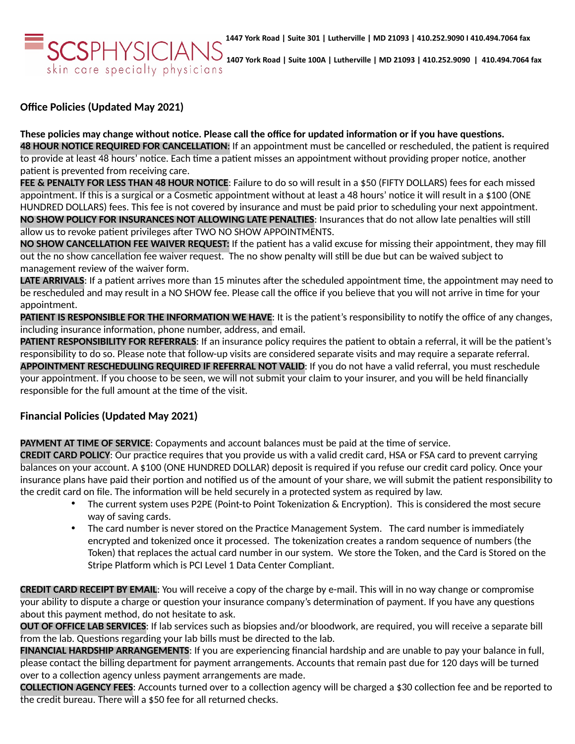SCSPHYSICIANS
skin care specialty physicians

1447 York Road | Suite 301 | Lutherville | MD 21093 | 410.252.9090 I 410.494.7064 fax

1407 York Road | Suite 100A | Lutherville | MD 21093 | 410.252.9090 | 410.494.7064 fax

## Office Policies (Updated May 2021)

**These policies may change without notice. Please call the office for updated information or if you have questions.**

**48 HOUR NOTICE REQUIRED FOR CANCELLATION**: If an appointment must be cancelled or rescheduled, the patient is required to provide at least 48 hours' notice. Each time a patient misses an appointment without providing proper notice, another patient is prevented from receiving care.

**FEE & PENALTY FOR LESS THAN 48 HOUR NOTICE**: Failure to do so will result in a $50 (FIFTY DOLLARS) fees for each missed appointment. If this is a surgical or a Cosmetic appointment without at least a 48 hours' notice it will result in a $100 (ONE HUNDRED DOLLARS) fees. This fee is not covered by insurance and must be paid prior to scheduling your next appointment.

**NO SHOW POLICY FOR INSURANCES NOT ALLOWING LATE PENALTIES**: Insurances that do not allow late penalties will still allow us to revoke patient privileges after TWO NO SHOW APPOINTMENTS.

**NO SHOW CANCELLATION FEE WAIVER REQUEST:** If the patient has a valid excuse for missing their appointment, they may fill out the no show cancellation fee waiver request. The no show penalty will still be due but can be waived subject to management review of the waiver form.

**LATE ARRIVALS**: If a patient arrives more than 15 minutes after the scheduled appointment time, the appointment may need to be rescheduled and may result in a NO SHOW fee. Please call the office if you believe that you will not arrive in time for your appointment.

**PATIENT IS RESPONSIBLE FOR THE INFORMATION WE HAVE**: It is the patient's responsibility to notify the office of any changes, including insurance information, phone number, address, and email.

**PATIENT RESPONSIBILITY FOR REFERRALS**: If an insurance policy requires the patient to obtain a referral, it will be the patient's responsibility to do so. Please note that follow-up visits are considered separate visits and may require a separate referral.

**APPOINTMENT RESCHEDULING REQUIRED IF REFERRAL NOT VALID**: If you do not have a valid referral, you must reschedule your appointment. If you choose to be seen, we will not submit your claim to your insurer, and you will be held financially responsible for the full amount at the time of the visit.

## Financial Policies (Updated May 2021)

**PAYMENT AT TIME OF SERVICE**: Copayments and account balances must be paid at the time of service.

**CREDIT CARD POLICY**: Our practice requires that you provide us with a valid credit card, HSA or FSA card to prevent carrying balances on your account. A $100 (ONE HUNDRED DOLLAR) deposit is required if you refuse our credit card policy. Once your insurance plans have paid their portion and notified us of the amount of your share, we will submit the patient responsibility to the credit card on file. The information will be held securely in a protected system as required by law.

- The current system uses P2PE (Point-to Point Tokenization & Encryption). This is considered the most secure way of saving cards.
- The card number is never stored on the Practice Management System. The card number is immediately encrypted and tokenized once it processed. The tokenization creates a random sequence of numbers (the Token) that replaces the actual card number in our system. We store the Token, and the Card is Stored on the Stripe Platform which is PCI Level 1 Data Center Compliant.

**CREDIT CARD RECEIPT BY EMAIL**: You will receive a copy of the charge by e-mail. This will in no way change or compromise your ability to dispute a charge or question your insurance company's determination of payment. If you have any questions about this payment method, do not hesitate to ask.

**OUT OF OFFICE LAB SERVICES**: If lab services such as biopsies and/or bloodwork, are required, you will receive a separate bill from the lab. Questions regarding your lab bills must be directed to the lab.

**FINANCIAL HARDSHIP ARRANGEMENTS**: If you are experiencing financial hardship and are unable to pay your balance in full, please contact the billing department for payment arrangements. Accounts that remain past due for 120 days will be turned over to a collection agency unless payment arrangements are made.

**COLLECTION AGENCY FEES**: Accounts turned over to a collection agency will be charged a $30 collection fee and be reported to the credit bureau. There will a $50 fee for all returned checks.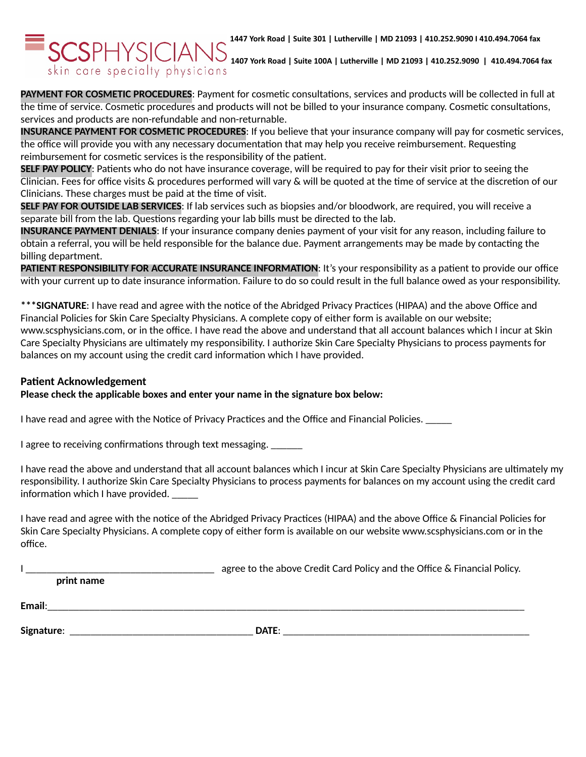SCSPHYSICIANS
skin care specialty physicians

**1447 York Road | Suite 301 | Lutherville | MD 21093 | 410.252.9090 I 410.494.7064 fax**

**1407 York Road | Suite 100A | Lutherville | MD 21093 | 410.252.9090 | 410.494.7064 fax**

**PAYMENT FOR COSMETIC PROCEDURES**: Payment for cosmetic consultations, services and products will be collected in full at the time of service. Cosmetic procedures and products will not be billed to your insurance company. Cosmetic consultations, services and products are non-refundable and non-returnable.
**INSURANCE PAYMENT FOR COSMETIC PROCEDURES**: If you believe that your insurance company will pay for cosmetic services, the office will provide you with any necessary documentation that may help you receive reimbursement. Requesting reimbursement for cosmetic services is the responsibility of the patient.
**SELF PAY POLICY**: Patients who do not have insurance coverage, will be required to pay for their visit prior to seeing the Clinician. Fees for office visits & procedures performed will vary & will be quoted at the time of service at the discretion of our Clinicians. These charges must be paid at the time of visit.
**SELF PAY FOR OUTSIDE LAB SERVICES**: If lab services such as biopsies and/or bloodwork, are required, you will receive a separate bill from the lab. Questions regarding your lab bills must be directed to the lab.
**INSURANCE PAYMENT DENIALS**: If your insurance company denies payment of your visit for any reason, including failure to obtain a referral, you will be held responsible for the balance due. Payment arrangements may be made by contacting the billing department.
**PATIENT RESPONSIBILITY FOR ACCURATE INSURANCE INFORMATION**: It's your responsibility as a patient to provide our office with your current up to date insurance information. Failure to do so could result in the full balance owed as your responsibility.

***__SIGNATURE__**: I have read and agree with the notice of the Abridged Privacy Practices (HIPAA) and the above Office and Financial Policies for Skin Care Specialty Physicians. A complete copy of either form is available on our website; www.scsphysicians.com, or in the office. I have read the above and understand that all account balances which I incur at Skin Care Specialty Physicians are ultimately my responsibility. I authorize Skin Care Specialty Physicians to process payments for balances on my account using the credit card information which I have provided.

### Patient Acknowledgement

**Please check the applicable boxes and enter your name in the signature box below:**

I have read and agree with the Notice of Privacy Practices and the Office and Financial Policies. _____

I agree to receiving confirmations through text messaging. ______

I have read the above and understand that all account balances which I incur at Skin Care Specialty Physicians are ultimately my responsibility. I authorize Skin Care Specialty Physicians to process payments for balances on my account using the credit card information which I have provided. _____

I have read and agree with the notice of the Abridged Privacy Practices (HIPAA) and the above Office & Financial Policies for Skin Care Specialty Physicians. A complete copy of either form is available on our website www.scsphysicians.com or in the office.

I ____________________________________ agree to the above Credit Card Policy and the Office & Financial Policy.
**print name**

**Email**:____________________________________________________________________________________________

**Signature**: ___________________________________ **DATE**: ______________________________________________